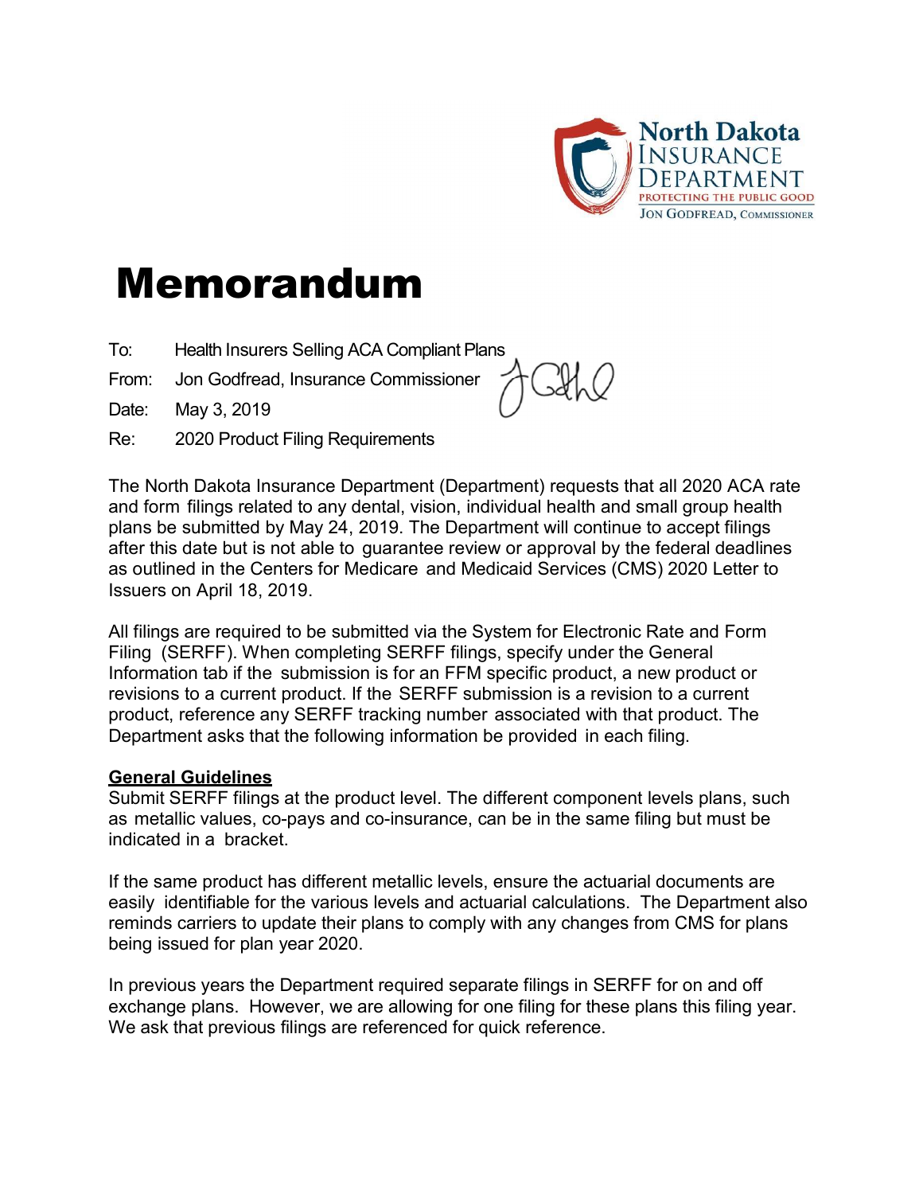North Dakota Insurance Department
PROTECTING THE PUBLIC GOOD
JON GODFREAD, COMMISSIONER

# Memorandum

To: Health Insurers Selling ACA Compliant Plans

From: Jon Godfread, Insurance Commissioner

Date: May 3, 2019

Re: 2020 Product Filing Requirements

The North Dakota Insurance Department (Department) requests that all 2020 ACA rate and form filings related to any dental, vision, individual health and small group health plans be submitted by May 24, 2019. The Department will continue to accept filings after this date but is not able to guarantee review or approval by the federal deadlines as outlined in the Centers for Medicare and Medicaid Services (CMS) 2020 Letter to Issuers on April 18, 2019.

All filings are required to be submitted via the System for Electronic Rate and Form Filing (SERFF). When completing SERFF filings, specify under the General Information tab if the submission is for an FFM specific product, a new product or revisions to a current product. If the SERFF submission is a revision to a current product, reference any SERFF tracking number associated with that product. The Department asks that the following information be provided in each filing.

## General Guidelines

Submit SERFF filings at the product level. The different component levels plans, such as metallic values, co-pays and co-insurance, can be in the same filing but must be indicated in a bracket.

If the same product has different metallic levels, ensure the actuarial documents are easily identifiable for the various levels and actuarial calculations. The Department also reminds carriers to update their plans to comply with any changes from CMS for plans being issued for plan year 2020.

In previous years the Department required separate filings in SERFF for on and off exchange plans. However, we are allowing for one filing for these plans this filing year. We ask that previous filings are referenced for quick reference.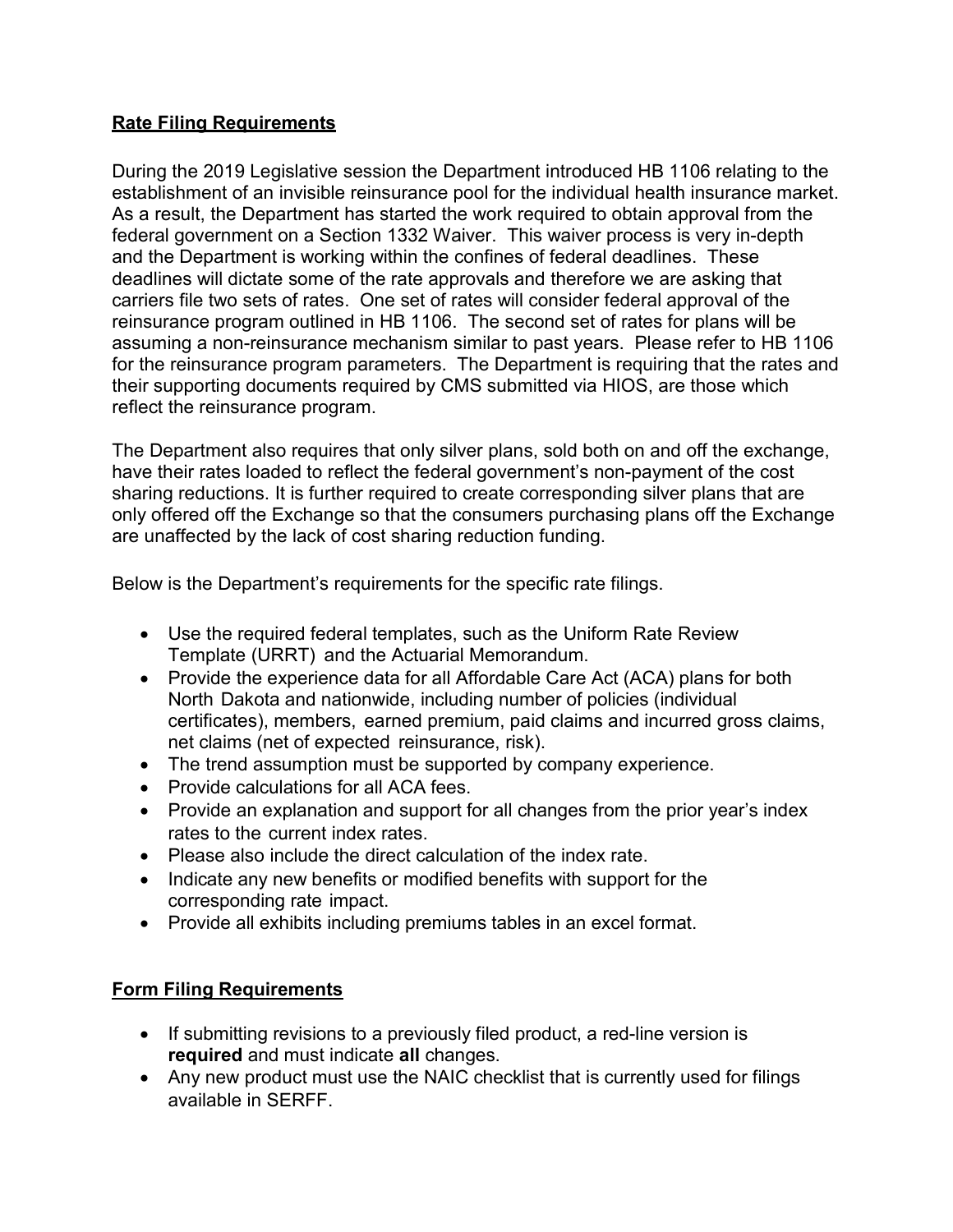## **Rate Filing Requirements**

During the 2019 Legislative session the Department introduced HB 1106 relating to the establishment of an invisible reinsurance pool for the individual health insurance market. As a result, the Department has started the work required to obtain approval from the federal government on a Section 1332 Waiver. This waiver process is very in-depth and the Department is working within the confines of federal deadlines. These deadlines will dictate some of the rate approvals and therefore we are asking that carriers file two sets of rates. One set of rates will consider federal approval of the reinsurance program outlined in HB 1106. The second set of rates for plans will be assuming a non-reinsurance mechanism similar to past years. Please refer to HB 1106 for the reinsurance program parameters. The Department is requiring that the rates and their supporting documents required by CMS submitted via HIOS, are those which reflect the reinsurance program.

The Department also requires that only silver plans, sold both on and off the exchange, have their rates loaded to reflect the federal government's non-payment of the cost sharing reductions. It is further required to create corresponding silver plans that are only offered off the Exchange so that the consumers purchasing plans off the Exchange are unaffected by the lack of cost sharing reduction funding.

Below is the Department's requirements for the specific rate filings.

- Use the required federal templates, such as the Uniform Rate Review Template (URRT) and the Actuarial Memorandum.
- Provide the experience data for all Affordable Care Act (ACA) plans for both North Dakota and nationwide, including number of policies (individual certificates), members, earned premium, paid claims and incurred gross claims, net claims (net of expected reinsurance, risk).
- The trend assumption must be supported by company experience.
- Provide calculations for all ACA fees.
- Provide an explanation and support for all changes from the prior year's index rates to the current index rates.
- Please also include the direct calculation of the index rate.
- Indicate any new benefits or modified benefits with support for the corresponding rate impact.
- Provide all exhibits including premiums tables in an excel format.

## **Form Filing Requirements**

- If submitting revisions to a previously filed product, a red-line version is **required** and must indicate **all** changes.
- Any new product must use the NAIC checklist that is currently used for filings available in SERFF.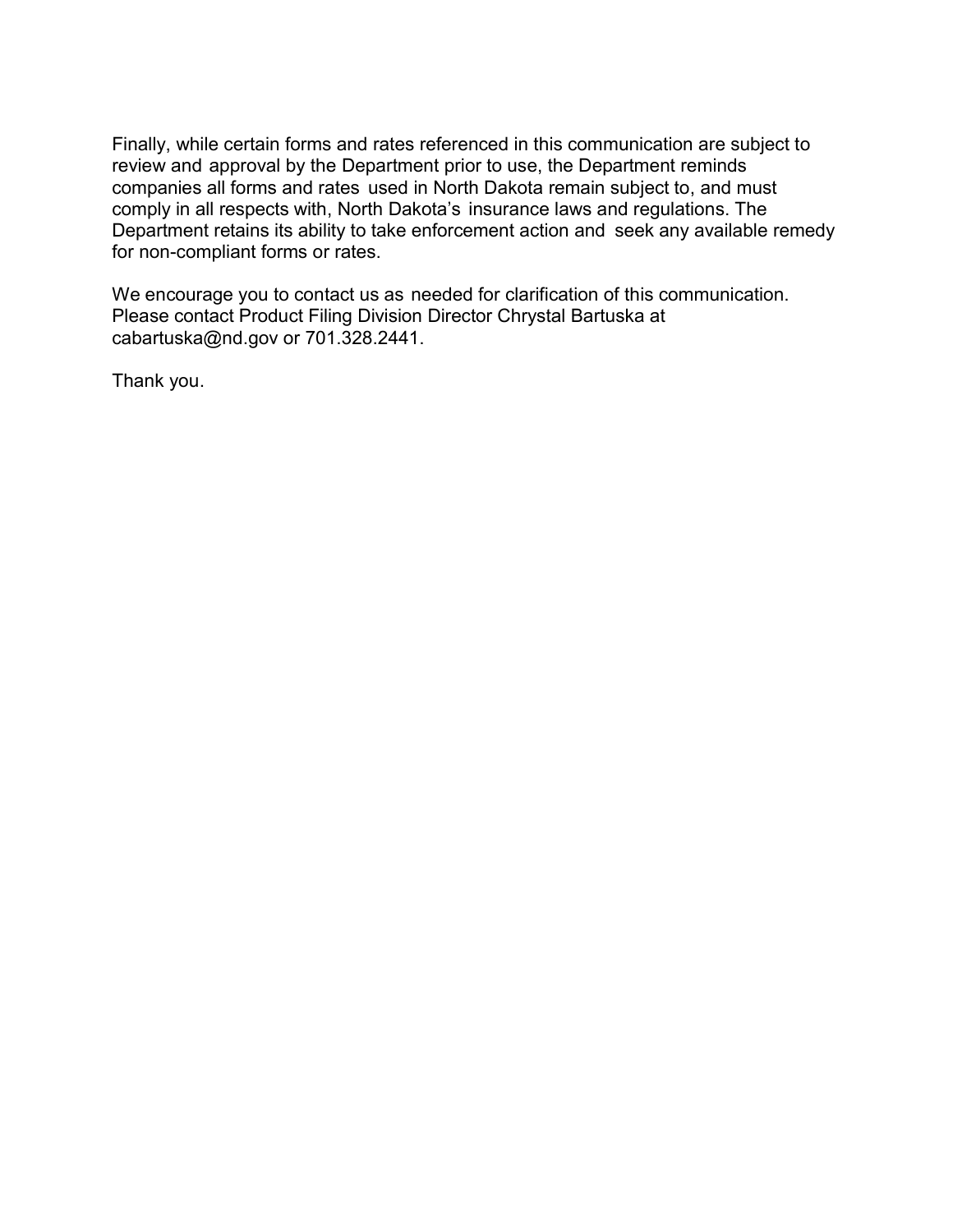Finally, while certain forms and rates referenced in this communication are subject to review and approval by the Department prior to use, the Department reminds companies all forms and rates used in North Dakota remain subject to, and must comply in all respects with, North Dakota's insurance laws and regulations. The Department retains its ability to take enforcement action and seek any available remedy for non-compliant forms or rates.

We encourage you to contact us as needed for clarification of this communication. Please contact Product Filing Division Director Chrystal Bartuska at cabartuska@nd.gov or 701.328.2441.

Thank you.